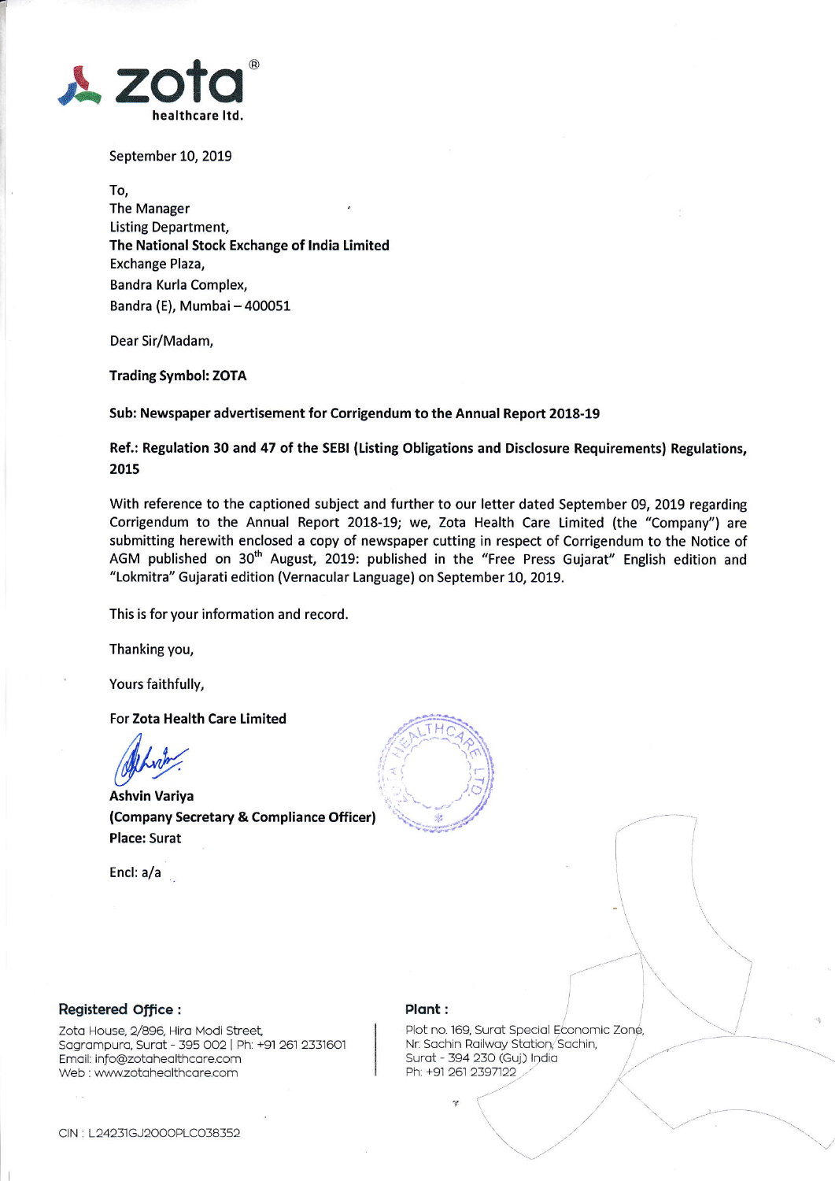zota® healthcare ltd.

September 10, 2019

To,
The Manager
Listing Department,
**The National Stock Exchange of India Limited**
Exchange Plaza,
Bandra Kurla Complex,
Bandra (E), Mumbai – 400051

Dear Sir/Madam,

**Trading Symbol: ZOTA**

**Sub: Newspaper advertisement for Corrigendum to the Annual Report 2018-19**

**Ref.: Regulation 30 and 47 of the SEBI (Listing Obligations and Disclosure Requirements) Regulations, 2015**

With reference to the captioned subject and further to our letter dated September 09, 2019 regarding Corrigendum to the Annual Report 2018-19; we, Zota Health Care Limited (the "Company") are submitting herewith enclosed a copy of newspaper cutting in respect of Corrigendum to the Notice of AGM published on 30th August, 2019: published in the "Free Press Gujarat" English edition and "Lokmitra" Gujarati edition (Vernacular Language) on September 10, 2019.

This is for your information and record.

Thanking you,

Yours faithfully,

For **Zota Health Care Limited**

**Ashvin Variya**
**(Company Secretary & Compliance Officer)**
**Place:** Surat

Encl: a/a

**Registered Office :**
Zota House, 2/896, Hira Modi Street,
Sagrampura, Surat - 395 002 | Ph: +91 261 2331601
Email: info@zotahealthcare.com
Web : www.zotahealthcare.com

**Plant :**
Plot no. 169, Surat Special Economic Zone,
Nr. Sachin Railway Station, Sachin,
Surat - 394 230 (Guj.) India
Ph: +91 261 2397122

CIN : L24231GJ2000PLC038352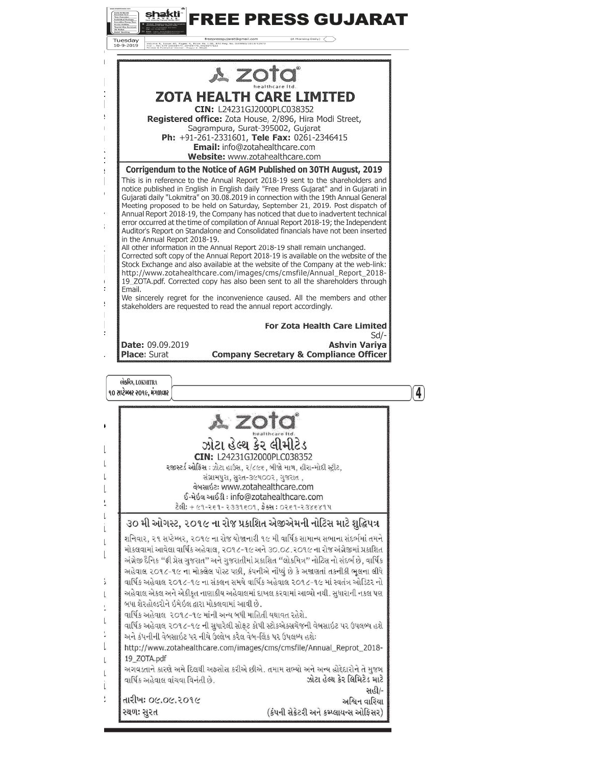# FREE PRESS GUJARAT

Tuesday 10-9-2019

freepressgujarat@gmail.com (A Morning Daily)

## ZOTA HEALTH CARE LIMITED

**CIN:** L24231GJ2000PLC038352

**Registered office:** Zota House, 2/896, Hira Modi Street, Sagrampura, Surat-395002, Gujarat

**Ph:** +91-261-2331601, **Tele Fax:** 0261-2346415

**Email:** info@zotahealthcare.com

**Website:** www.zotahealthcare.com

### Corrigendum to the Notice of AGM Published on 30TH August, 2019

This is in reference to the Annual Report 2018-19 sent to the shareholders and notice published in English in English daily "Free Press Gujarat" and in Gujarati in Gujarati daily "Lokmitra" on 30.08.2019 in connection with the 19th Annual General Meeting proposed to be held on Saturday, September 21, 2019. Post dispatch of Annual Report 2018-19, the Company has noticed that due to inadvertent technical error occurred at the time of compilation of Annual Report 2018-19; the Independent Auditor's Report on Standalone and Consolidated financials have not been inserted in the Annual Report 2018-19.

All other information in the Annual Report 2018-19 shall remain unchanged.

Corrected soft copy of the Annual Report 2018-19 is available on the website of the Stock Exchange and also available at the website of the Company at the web-link: http://www.zotahealthcare.com/images/cms/cmsfile/Annual_Report_2018-19_ZOTA.pdf. Corrected copy has also been sent to all the shareholders through Email.

We sincerely regret for the inconvenience caused. All the members and other stakeholders are requested to read the annual report accordingly.

**For Zota Health Care Limited**
Sd/-
**Ashvin Variya**
**Company Secretary & Compliance Officer**

**Date:** 09.09.2019
**Place:** Surat

લોકમિત્ર, LOKMITRA
૧૦ સપ્ટેમ્બર ૨૦૧૯, મંગળવાર

## ઝોટા હેલ્થ કેર લીમીટેડ

**CIN:** L24231GJ2000PLC038352

**રજીસ્ટર્ડ ઓફિસ :** ઝોટા હાઉસ, ૨/૮૯૬, બીજો માળ, હીરા-મોદી સ્ટ્રીટ, સંગ્રામપુરા, સુરત-૩૯૫૦૦૨, ગુજરાત ,

વેબસાઇટઃ www.zotahealthcare.com

ઈ-મેઇલ આઈડી : info@zotahealthcare.com

ટેલી: + ૯૧-૨૬૧- ૨૩૩૧૬૦૧, ફેક્સ : ૦૨૬૧-૨૩૪૬૪૧૫

### ૩૦ મી ઓગસ્ટ, ૨૦૧૯ ના રોજ પ્રકાશિત એજીએમની નોટિસ માટે શુદ્ધિપત્ર

શનિવાર, ૨૧ સપ્ટેમ્બર, ૨૦૧૯ ના રોજ યોજાનારી ૧૯ મી વાર્ષિક સામાન્ય સભાના સંદર્ભમાં તમને મોકલવામાં આવેલા વાર્ષિક અહેવાલ, ૨૦૧૮-૧૯ અને ૩૦.૦૮.૨૦૧૯ ના રોજ અંગ્રેજીમાં પ્રકાશિત અંગ્રેજી દૈનિક "ફ્રી પ્રેસ ગુજરાત" અને ગુજરાતીમાં પ્રકાશિત "લોકમિત્ર" નોટિસ નો સંદર્ભ છે, વાર્ષિક અહેવાલ ૨૦૧૮-૧૯ ના મોકલેલ પોસ્ટ પછી, કંપનીએ નોંધ્યું છે કે અજાણતાં તકનીકી ભૂલના લીધે વાર્ષિક અહેવાલ ૨૦૧૮-૧૯ ના સંકલન સમયે વાર્ષિક અહેવાલ ૨૦૧૮-૧૯ માં સ્વતંત્ર ઓડિટર નો અહેવાલ એકલ અને એકીકૃત નાણાકીય અહેવાલમાં દાખલ કરવામાં આવ્યો નથી. સુધારાની નકલ પણ બધા શેરહોલ્ડરોને ઈમેઈલ દ્વારા મોકલવામાં આવી છે.

વાર્ષિક અહેવાલ ૨૦૧૮-૧૯ માંની અન્ય બધી માહિતી યથાવત રહેશે.

વાર્ષિક અહેવાલ ૨૦૧૮-૧૯ ની સુધારેલી સોફ્ટ કોપી સ્ટોકએક્સચેંજની વેબસાઇટ પર ઉપલબ્ધ હશે અને કંપનીની વેબસાઇટ પર નીચે ઉલ્લેખ કરેલ વેબ-લિંક પર ઉપલબ્ધ હશેઃ

http://www.zotahealthcare.com/images/cms/cmsfile/Annual_Reprot_2018-19_ZOTA.pdf

અગવડતાને કારણે અમે દિલથી અફસોસ કરીએ છીએ. તમામ સભ્યો અને અન્ય હોદ્દેદારોને તે મુજબ વાર્ષિક અહેવાલ વાંચવા વિનંતી છે.

ઝોટા હેલ્થ કેર લિમિટેડ માટે
સહી/-
અશ્વિન વારિયા
(કંપની સેક્રેટરી અને કમ્પ્લાયન્સ ઓફિસર)

તારીખઃ ૦૯.૦૯.૨૦૧૯
સ્થળઃ સુરત